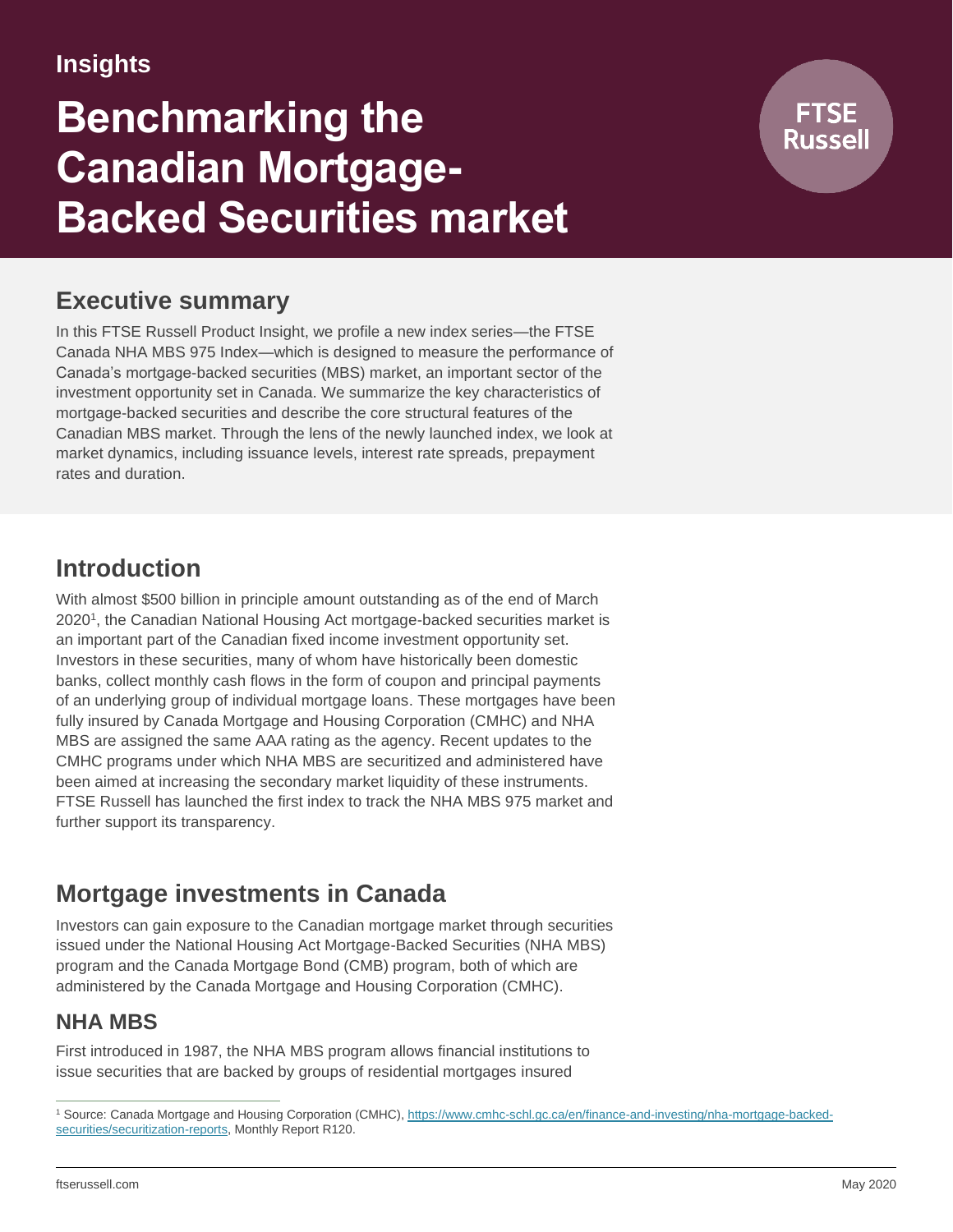Insights

# Benchmarking the Canadian Mortgage-Backed Securities market

FTSE Russell

## Executive summary

In this FTSE Russell Product Insight, we profile a new index series—the FTSE Canada NHA MBS 975 Index—which is designed to measure the performance of Canada's mortgage-backed securities (MBS) market, an important sector of the investment opportunity set in Canada. We summarize the key characteristics of mortgage-backed securities and describe the core structural features of the Canadian MBS market. Through the lens of the newly launched index, we look at market dynamics, including issuance levels, interest rate spreads, prepayment rates and duration.

## Introduction

With almost $500 billion in principle amount outstanding as of the end of March 2020[1], the Canadian National Housing Act mortgage-backed securities market is an important part of the Canadian fixed income investment opportunity set. Investors in these securities, many of whom have historically been domestic banks, collect monthly cash flows in the form of coupon and principal payments of an underlying group of individual mortgage loans. These mortgages have been fully insured by Canada Mortgage and Housing Corporation (CMHC) and NHA MBS are assigned the same AAA rating as the agency. Recent updates to the CMHC programs under which NHA MBS are securitized and administered have been aimed at increasing the secondary market liquidity of these instruments. FTSE Russell has launched the first index to track the NHA MBS 975 market and further support its transparency.

## Mortgage investments in Canada

Investors can gain exposure to the Canadian mortgage market through securities issued under the National Housing Act Mortgage-Backed Securities (NHA MBS) program and the Canada Mortgage Bond (CMB) program, both of which are administered by the Canada Mortgage and Housing Corporation (CMHC).

### NHA MBS

First introduced in 1987, the NHA MBS program allows financial institutions to issue securities that are backed by groups of residential mortgages insured

[1] Source: Canada Mortgage and Housing Corporation (CMHC), https://www.cmhc-schl.gc.ca/en/finance-and-investing/nha-mortgage-backed-securities/securitization-reports, Monthly Report R120.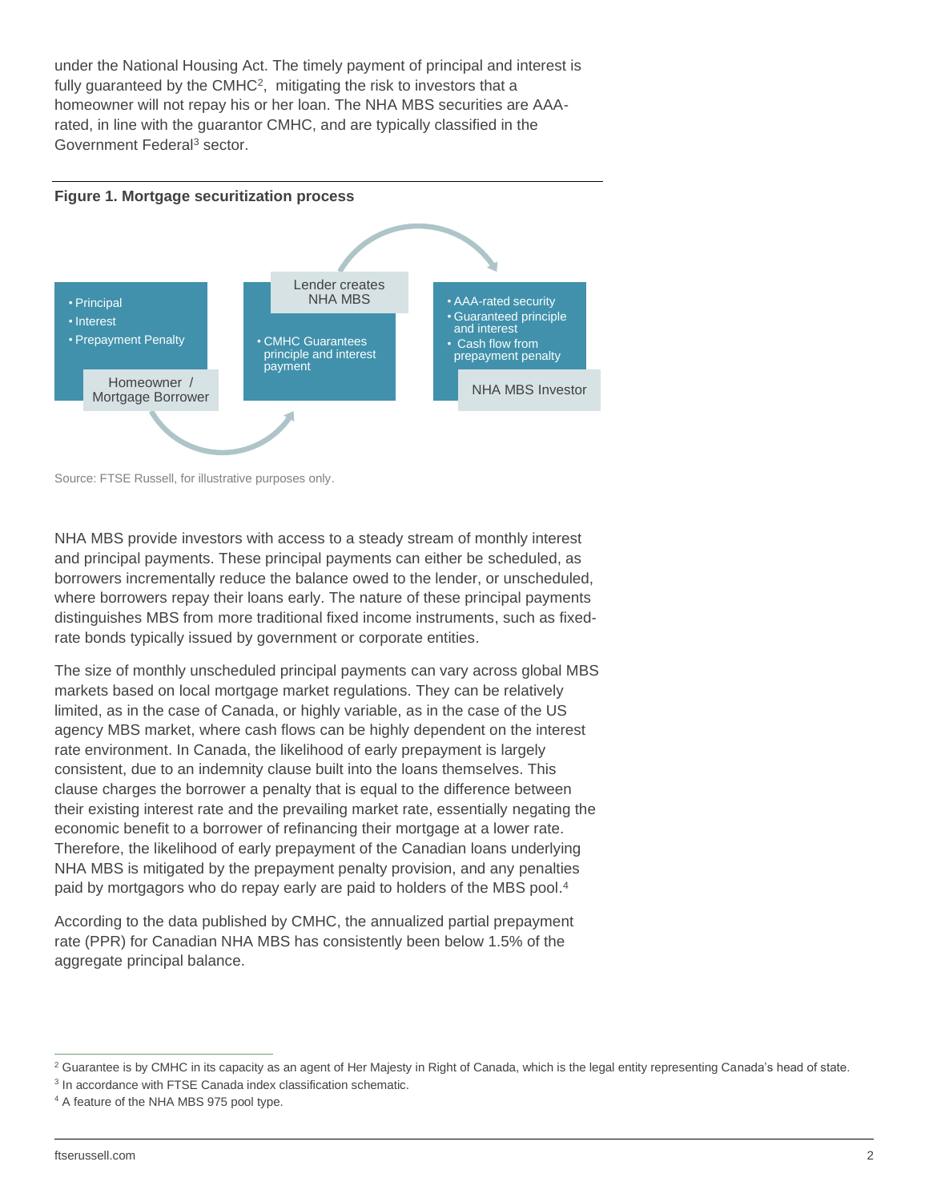under the National Housing Act. The timely payment of principal and interest is fully guaranteed by the CMHC[2], mitigating the risk to investors that a homeowner will not repay his or her loan. The NHA MBS securities are AAA-rated, in line with the guarantor CMHC, and are typically classified in the Government Federal[3] sector.

**Figure 1. Mortgage securitization process**

- Principal
- Interest
- Prepayment Penalty

Homeowner / Mortgage Borrower

Lender creates NHA MBS

- CMHC Guarantees principle and interest payment

- AAA-rated security
- Guaranteed principle and interest
- Cash flow from prepayment penalty

NHA MBS Investor

Source: FTSE Russell, for illustrative purposes only.

NHA MBS provide investors with access to a steady stream of monthly interest and principal payments. These principal payments can either be scheduled, as borrowers incrementally reduce the balance owed to the lender, or unscheduled, where borrowers repay their loans early. The nature of these principal payments distinguishes MBS from more traditional fixed income instruments, such as fixed-rate bonds typically issued by government or corporate entities.

The size of monthly unscheduled principal payments can vary across global MBS markets based on local mortgage market regulations. They can be relatively limited, as in the case of Canada, or highly variable, as in the case of the US agency MBS market, where cash flows can be highly dependent on the interest rate environment. In Canada, the likelihood of early prepayment is largely consistent, due to an indemnity clause built into the loans themselves. This clause charges the borrower a penalty that is equal to the difference between their existing interest rate and the prevailing market rate, essentially negating the economic benefit to a borrower of refinancing their mortgage at a lower rate. Therefore, the likelihood of early prepayment of the Canadian loans underlying NHA MBS is mitigated by the prepayment penalty provision, and any penalties paid by mortgagors who do repay early are paid to holders of the MBS pool.[4]

According to the data published by CMHC, the annualized partial prepayment rate (PPR) for Canadian NHA MBS has consistently been below 1.5% of the aggregate principal balance.

[2] Guarantee is by CMHC in its capacity as an agent of Her Majesty in Right of Canada, which is the legal entity representing Canada's head of state.

[3] In accordance with FTSE Canada index classification schematic.

[4] A feature of the NHA MBS 975 pool type.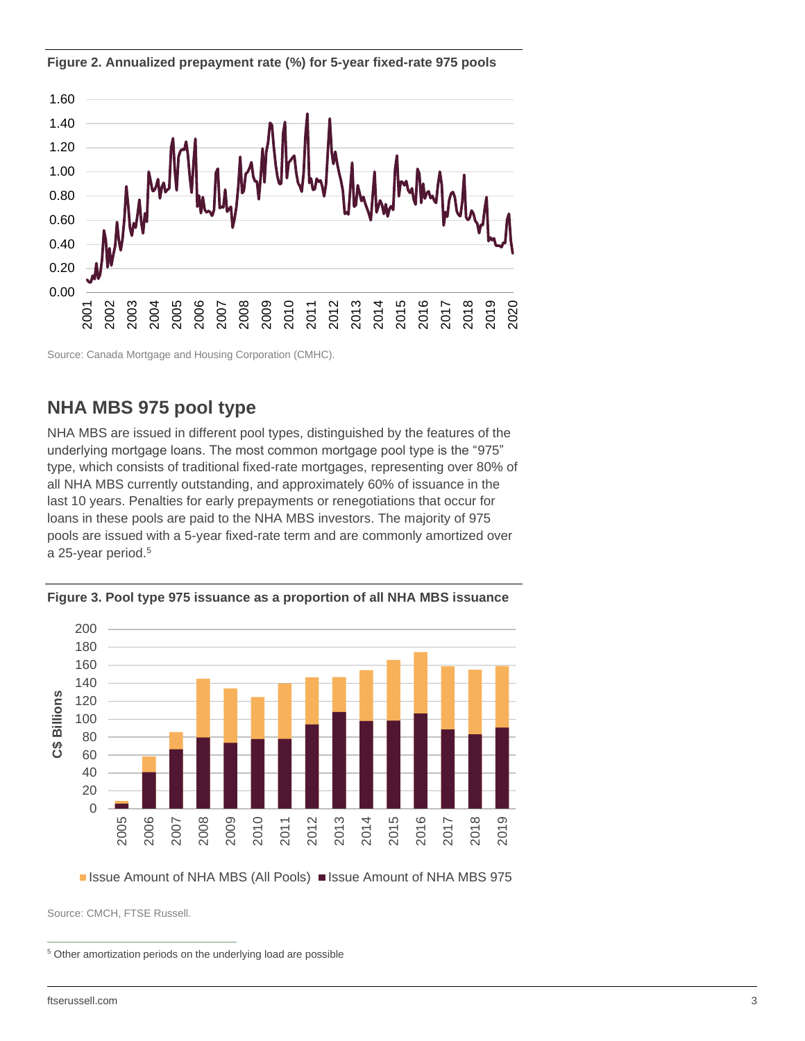**Figure 2. Annualized prepayment rate (%) for 5-year fixed-rate 975 pools**

Source: Canada Mortgage and Housing Corporation (CMHC).

## NHA MBS 975 pool type

NHA MBS are issued in different pool types, distinguished by the features of the underlying mortgage loans. The most common mortgage pool type is the "975" type, which consists of traditional fixed-rate mortgages, representing over 80% of all NHA MBS currently outstanding, and approximately 60% of issuance in the last 10 years. Penalties for early prepayments or renegotiations that occur for loans in these pools are paid to the NHA MBS investors. The majority of 975 pools are issued with a 5-year fixed-rate term and are commonly amortized over a 25-year period.[5]

**Figure 3. Pool type 975 issuance as a proportion of all NHA MBS issuance**

Source: CMCH, FTSE Russell.

[5] Other amortization periods on the underlying load are possible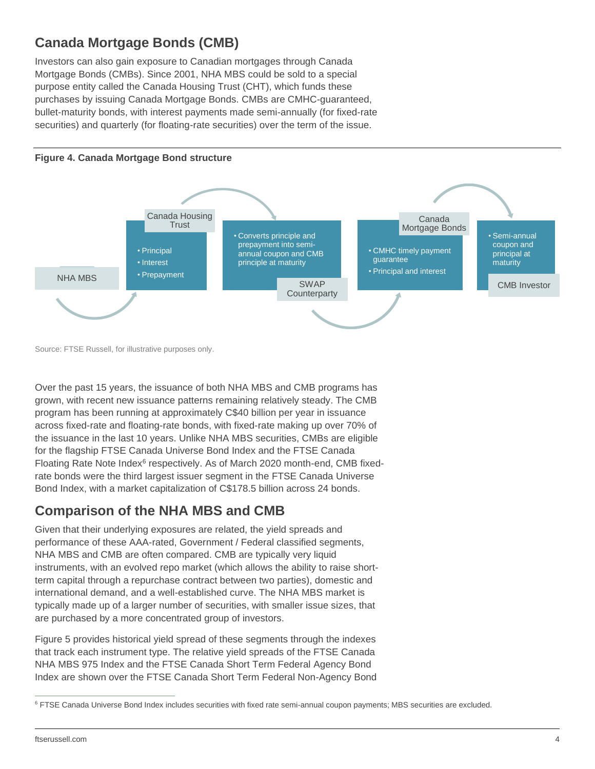## Canada Mortgage Bonds (CMB)

Investors can also gain exposure to Canadian mortgages through Canada Mortgage Bonds (CMBs). Since 2001, NHA MBS could be sold to a special purpose entity called the Canada Housing Trust (CHT), which funds these purchases by issuing Canada Mortgage Bonds. CMBs are CMHC-guaranteed, bullet-maturity bonds, with interest payments made semi-annually (for fixed-rate securities) and quarterly (for floating-rate securities) over the term of the issue.

**Figure 4. Canada Mortgage Bond structure**

NHA MBS → Canada Housing Trust
- Principal
- Interest
- Prepayment

→ SWAP Counterparty
- Converts principle and prepayment into semi-annual coupon and CMB principle at maturity

→ Canada Mortgage Bonds
- CMHC timely payment guarantee
- Principal and interest

→ CMB Investor
- Semi-annual coupon and principal at maturity

Source: FTSE Russell, for illustrative purposes only.

Over the past 15 years, the issuance of both NHA MBS and CMB programs has grown, with recent new issuance patterns remaining relatively steady. The CMB program has been running at approximately C$40 billion per year in issuance across fixed-rate and floating-rate bonds, with fixed-rate making up over 70% of the issuance in the last 10 years. Unlike NHA MBS securities, CMBs are eligible for the flagship FTSE Canada Universe Bond Index and the FTSE Canada Floating Rate Note Index[6] respectively. As of March 2020 month-end, CMB fixed-rate bonds were the third largest issuer segment in the FTSE Canada Universe Bond Index, with a market capitalization of C$178.5 billion across 24 bonds.

## Comparison of the NHA MBS and CMB

Given that their underlying exposures are related, the yield spreads and performance of these AAA-rated, Government / Federal classified segments, NHA MBS and CMB are often compared. CMB are typically very liquid instruments, with an evolved repo market (which allows the ability to raise short-term capital through a repurchase contract between two parties), domestic and international demand, and a well-established curve. The NHA MBS market is typically made up of a larger number of securities, with smaller issue sizes, that are purchased by a more concentrated group of investors.

Figure 5 provides historical yield spread of these segments through the indexes that track each instrument type. The relative yield spreads of the FTSE Canada NHA MBS 975 Index and the FTSE Canada Short Term Federal Agency Bond Index are shown over the FTSE Canada Short Term Federal Non-Agency Bond

---

[6] FTSE Canada Universe Bond Index includes securities with fixed rate semi-annual coupon payments; MBS securities are excluded.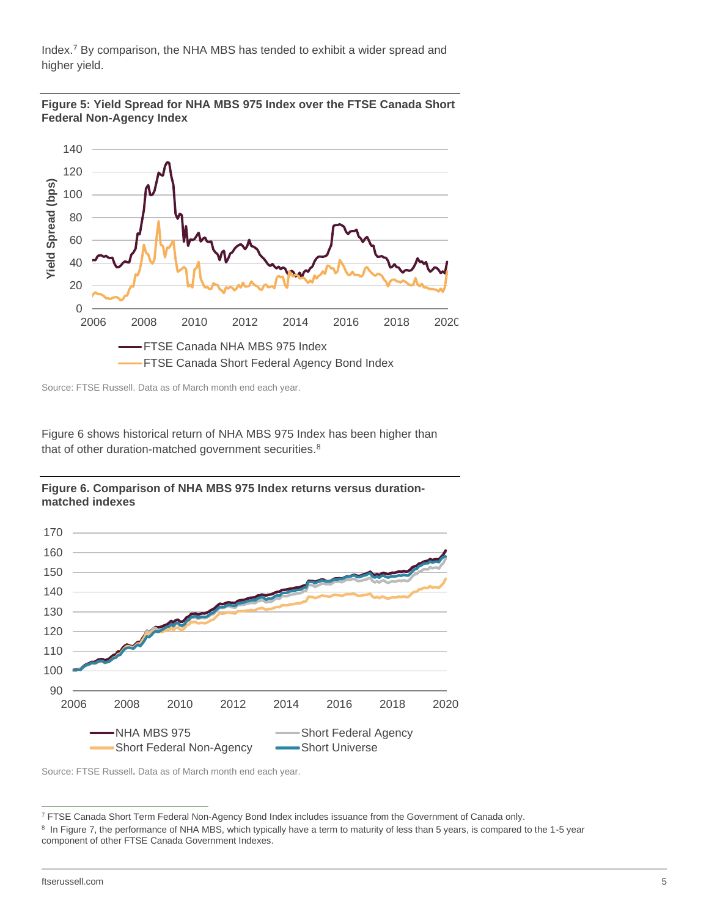Index.[7] By comparison, the NHA MBS has tended to exhibit a wider spread and higher yield.

**Figure 5: Yield Spread for NHA MBS 975 Index over the FTSE Canada Short Federal Non-Agency Index**

Source: FTSE Russell. Data as of March month end each year.

Figure 6 shows historical return of NHA MBS 975 Index has been higher than that of other duration-matched government securities.[8]

**Figure 6. Comparison of NHA MBS 975 Index returns versus duration-matched indexes**

Source: FTSE Russell. Data as of March month end each year.

---

[7] FTSE Canada Short Term Federal Non-Agency Bond Index includes issuance from the Government of Canada only.

[8] In Figure 7, the performance of NHA MBS, which typically have a term to maturity of less than 5 years, is compared to the 1-5 year component of other FTSE Canada Government Indexes.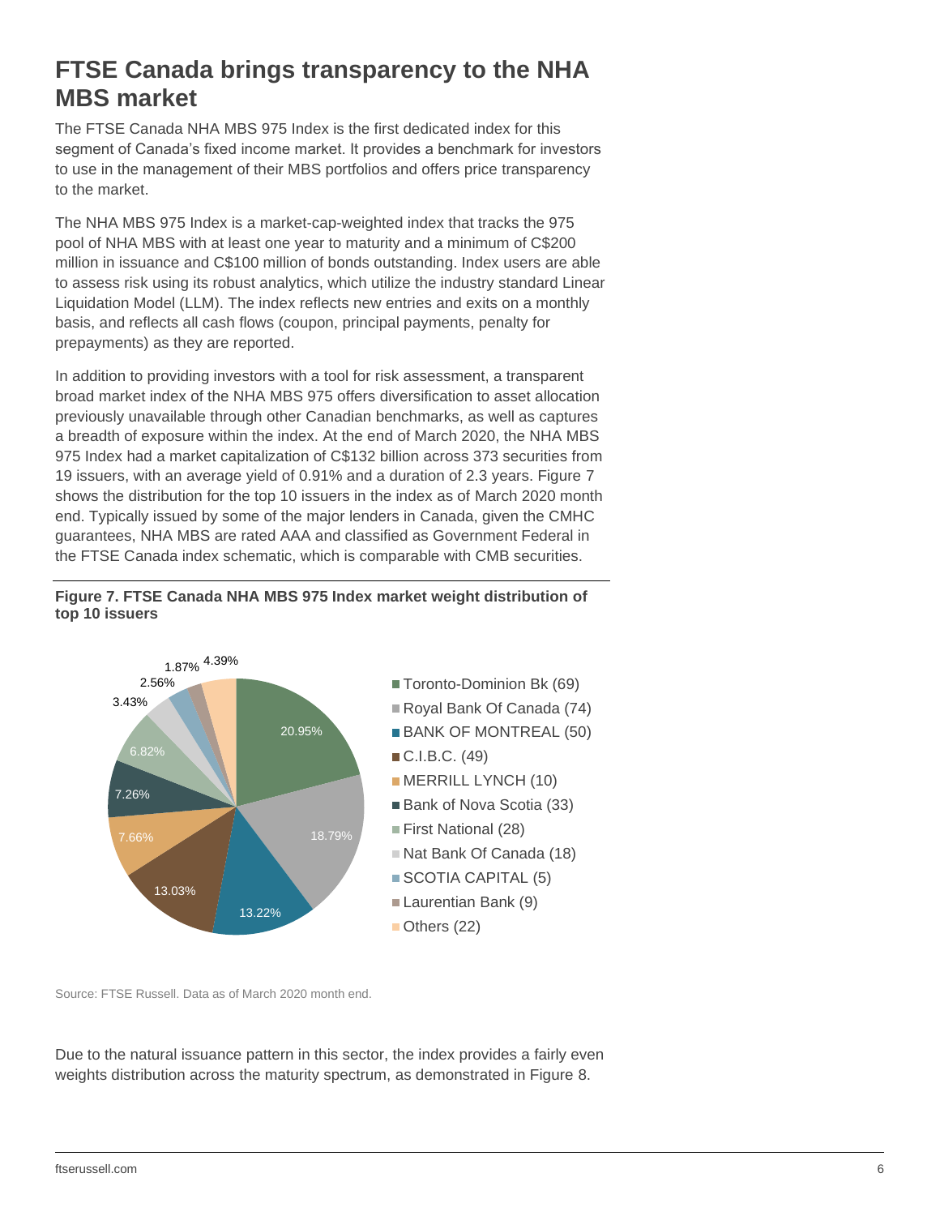# FTSE Canada brings transparency to the NHA MBS market

The FTSE Canada NHA MBS 975 Index is the first dedicated index for this segment of Canada's fixed income market. It provides a benchmark for investors to use in the management of their MBS portfolios and offers price transparency to the market.

The NHA MBS 975 Index is a market-cap-weighted index that tracks the 975 pool of NHA MBS with at least one year to maturity and a minimum of C$200 million in issuance and C$100 million of bonds outstanding. Index users are able to assess risk using its robust analytics, which utilize the industry standard Linear Liquidation Model (LLM). The index reflects new entries and exits on a monthly basis, and reflects all cash flows (coupon, principal payments, penalty for prepayments) as they are reported.

In addition to providing investors with a tool for risk assessment, a transparent broad market index of the NHA MBS 975 offers diversification to asset allocation previously unavailable through other Canadian benchmarks, as well as captures a breadth of exposure within the index. At the end of March 2020, the NHA MBS 975 Index had a market capitalization of C$132 billion across 373 securities from 19 issuers, with an average yield of 0.91% and a duration of 2.3 years. Figure 7 shows the distribution for the top 10 issuers in the index as of March 2020 month end. Typically issued by some of the major lenders in Canada, given the CMHC guarantees, NHA MBS are rated AAA and classified as Government Federal in the FTSE Canada index schematic, which is comparable with CMB securities.

**Figure 7. FTSE Canada NHA MBS 975 Index market weight distribution of top 10 issuers**

| Issuer | Weight |
|---|---|
| Toronto-Dominion Bk (69) | 20.95% |
| Royal Bank Of Canada (74) | 18.79% |
| BANK OF MONTREAL (50) | 13.22% |
| C.I.B.C. (49) | 13.03% |
| MERRILL LYNCH (10) | 7.66% |
| Bank of Nova Scotia (33) | 7.26% |
| First National (28) | 6.82% |
| Nat Bank Of Canada (18) | 3.43% |
| SCOTIA CAPITAL (5) | 2.56% |
| Laurentian Bank (9) | 1.87% |
| Others (22) | 4.39% |

Source: FTSE Russell. Data as of March 2020 month end.

Due to the natural issuance pattern in this sector, the index provides a fairly even weights distribution across the maturity spectrum, as demonstrated in Figure 8.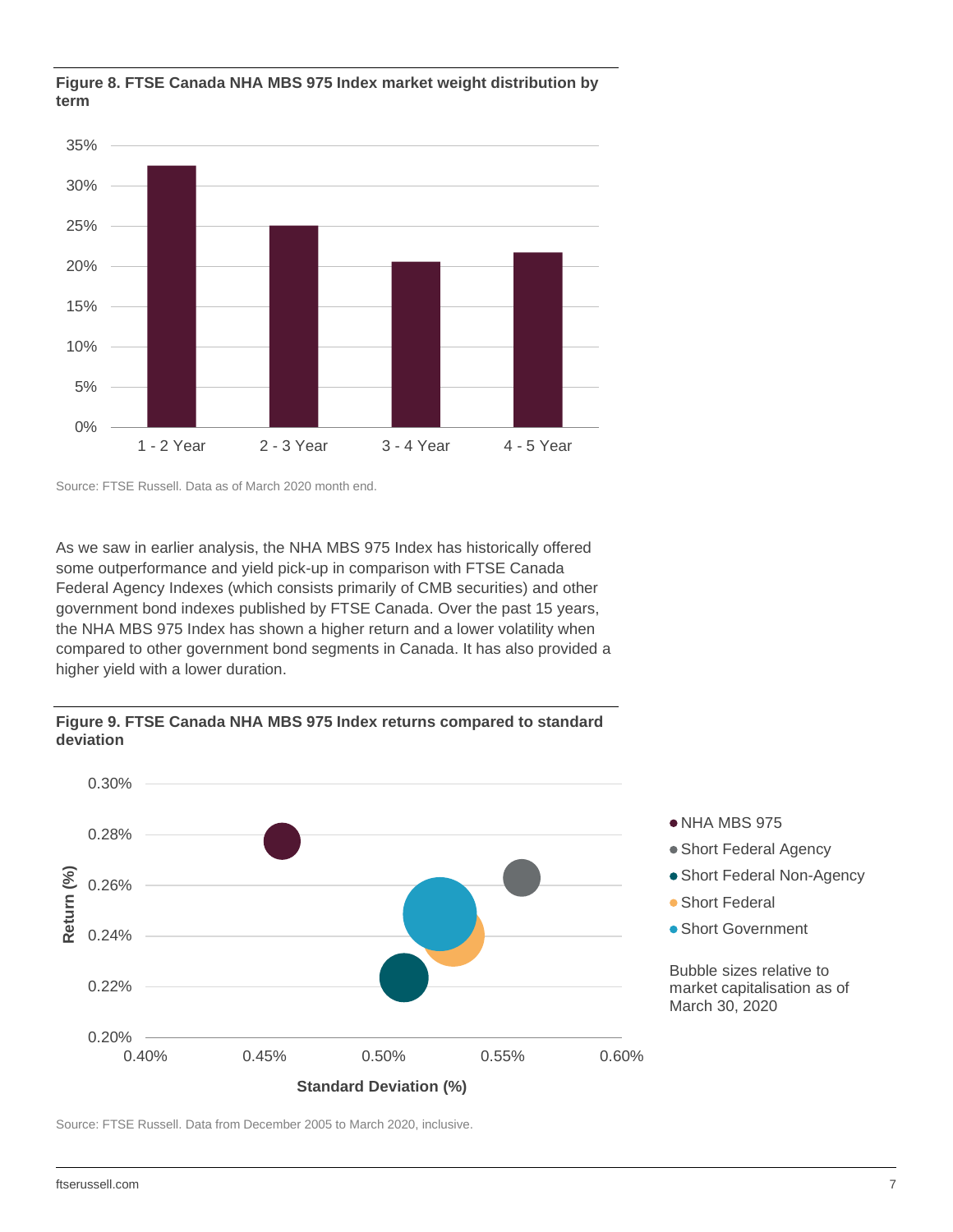**Figure 8. FTSE Canada NHA MBS 975 Index market weight distribution by term**

Source: FTSE Russell. Data as of March 2020 month end.

As we saw in earlier analysis, the NHA MBS 975 Index has historically offered some outperformance and yield pick-up in comparison with FTSE Canada Federal Agency Indexes (which consists primarily of CMB securities) and other government bond indexes published by FTSE Canada. Over the past 15 years, the NHA MBS 975 Index has shown a higher return and a lower volatility when compared to other government bond segments in Canada. It has also provided a higher yield with a lower duration.

**Figure 9. FTSE Canada NHA MBS 975 Index returns compared to standard deviation**

Bubble sizes relative to market capitalisation as of March 30, 2020

Source: FTSE Russell. Data from December 2005 to March 2020, inclusive.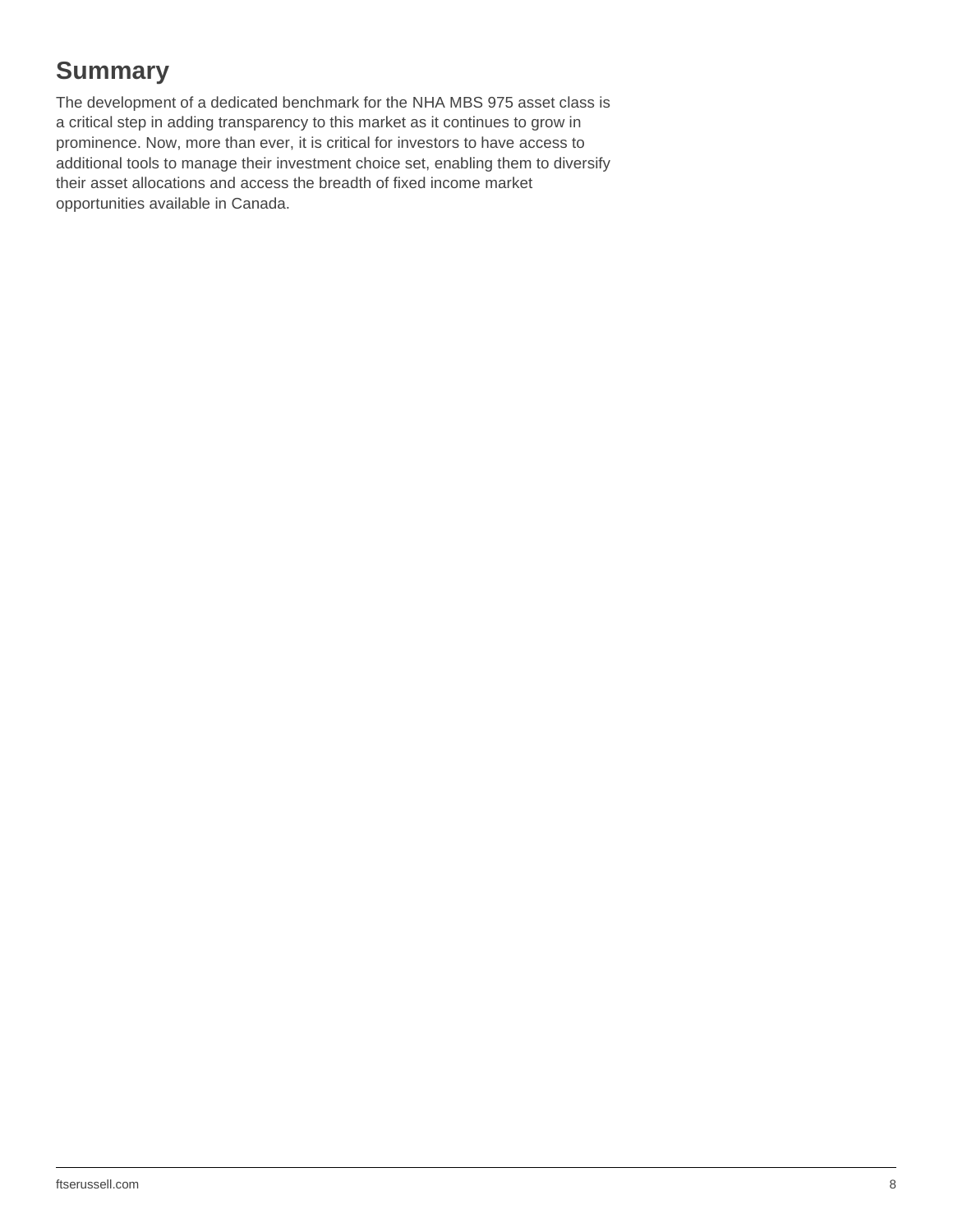## Summary

The development of a dedicated benchmark for the NHA MBS 975 asset class is a critical step in adding transparency to this market as it continues to grow in prominence. Now, more than ever, it is critical for investors to have access to additional tools to manage their investment choice set, enabling them to diversify their asset allocations and access the breadth of fixed income market opportunities available in Canada.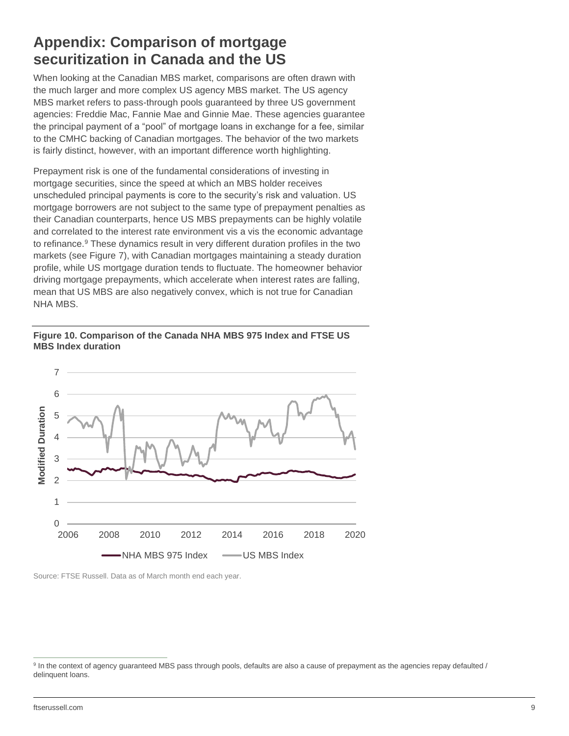## Appendix: Comparison of mortgage securitization in Canada and the US

When looking at the Canadian MBS market, comparisons are often drawn with the much larger and more complex US agency MBS market. The US agency MBS market refers to pass-through pools guaranteed by three US government agencies: Freddie Mac, Fannie Mae and Ginnie Mae. These agencies guarantee the principal payment of a "pool" of mortgage loans in exchange for a fee, similar to the CMHC backing of Canadian mortgages. The behavior of the two markets is fairly distinct, however, with an important difference worth highlighting.

Prepayment risk is one of the fundamental considerations of investing in mortgage securities, since the speed at which an MBS holder receives unscheduled principal payments is core to the security's risk and valuation. US mortgage borrowers are not subject to the same type of prepayment penalties as their Canadian counterparts, hence US MBS prepayments can be highly volatile and correlated to the interest rate environment vis a vis the economic advantage to refinance.[9] These dynamics result in very different duration profiles in the two markets (see Figure 7), with Canadian mortgages maintaining a steady duration profile, while US mortgage duration tends to fluctuate. The homeowner behavior driving mortgage prepayments, which accelerate when interest rates are falling, mean that US MBS are also negatively convex, which is not true for Canadian NHA MBS.

**Figure 10. Comparison of the Canada NHA MBS 975 Index and FTSE US MBS Index duration**

Source: FTSE Russell. Data as of March month end each year.

[9] In the context of agency guaranteed MBS pass through pools, defaults are also a cause of prepayment as the agencies repay defaulted / delinquent loans.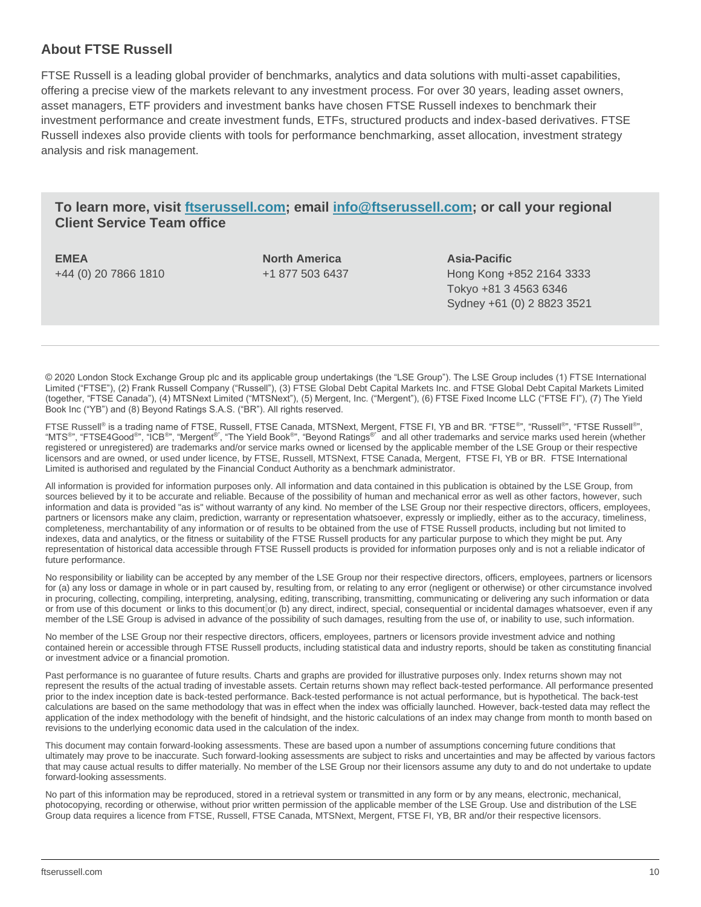## About FTSE Russell

FTSE Russell is a leading global provider of benchmarks, analytics and data solutions with multi-asset capabilities, offering a precise view of the markets relevant to any investment process. For over 30 years, leading asset owners, asset managers, ETF providers and investment banks have chosen FTSE Russell indexes to benchmark their investment performance and create investment funds, ETFs, structured products and index-based derivatives. FTSE Russell indexes also provide clients with tools for performance benchmarking, asset allocation, investment strategy analysis and risk management.

**To learn more, visit [ftserussell.com](ftserussell.com); email [info@ftserussell.com](mailto:info@ftserussell.com); or call your regional Client Service Team office**

**EMEA**
+44 (0) 20 7866 1810

**North America**
+1 877 503 6437

**Asia-Pacific**
Hong Kong +852 2164 3333
Tokyo +81 3 4563 6346
Sydney +61 (0) 2 8823 3521

© 2020 London Stock Exchange Group plc and its applicable group undertakings (the "LSE Group"). The LSE Group includes (1) FTSE International Limited ("FTSE"), (2) Frank Russell Company ("Russell"), (3) FTSE Global Debt Capital Markets Inc. and FTSE Global Debt Capital Markets Limited (together, "FTSE Canada"), (4) MTSNext Limited ("MTSNext"), (5) Mergent, Inc. ("Mergent"), (6) FTSE Fixed Income LLC ("FTSE FI"), (7) The Yield Book Inc ("YB") and (8) Beyond Ratings S.A.S. ("BR"). All rights reserved.

FTSE Russell® is a trading name of FTSE, Russell, FTSE Canada, MTSNext, Mergent, FTSE FI, YB and BR. "FTSE®", "Russell®", "FTSE Russell®", "MTS®", "FTSE4Good®", "ICB®", "Mergent®", "The Yield Book®", "Beyond Ratings®" and all other trademarks and service marks used herein (whether registered or unregistered) are trademarks and/or service marks owned or licensed by the applicable member of the LSE Group or their respective licensors and are owned, or used under licence, by FTSE, Russell, MTSNext, FTSE Canada, Mergent, FTSE FI, YB or BR. FTSE International Limited is authorised and regulated by the Financial Conduct Authority as a benchmark administrator.

All information is provided for information purposes only. All information and data contained in this publication is obtained by the LSE Group, from sources believed by it to be accurate and reliable. Because of the possibility of human and mechanical error as well as other factors, however, such information and data is provided "as is" without warranty of any kind. No member of the LSE Group nor their respective directors, officers, employees, partners or licensors make any claim, prediction, warranty or representation whatsoever, expressly or impliedly, either as to the accuracy, timeliness, completeness, merchantability of any information or of results to be obtained from the use of FTSE Russell products, including but not limited to indexes, data and analytics, or the fitness or suitability of the FTSE Russell products for any particular purpose to which they might be put. Any representation of historical data accessible through FTSE Russell products is provided for information purposes only and is not a reliable indicator of future performance.

No responsibility or liability can be accepted by any member of the LSE Group nor their respective directors, officers, employees, partners or licensors for (a) any loss or damage in whole or in part caused by, resulting from, or relating to any error (negligent or otherwise) or other circumstance involved in procuring, collecting, compiling, interpreting, analysing, editing, transcribing, transmitting, communicating or delivering any such information or data or from use of this document or links to this document or (b) any direct, indirect, special, consequential or incidental damages whatsoever, even if any member of the LSE Group is advised in advance of the possibility of such damages, resulting from the use of, or inability to use, such information.

No member of the LSE Group nor their respective directors, officers, employees, partners or licensors provide investment advice and nothing contained herein or accessible through FTSE Russell products, including statistical data and industry reports, should be taken as constituting financial or investment advice or a financial promotion.

Past performance is no guarantee of future results. Charts and graphs are provided for illustrative purposes only. Index returns shown may not represent the results of the actual trading of investable assets. Certain returns shown may reflect back-tested performance. All performance presented prior to the index inception date is back-tested performance. Back-tested performance is not actual performance, but is hypothetical. The back-test calculations are based on the same methodology that was in effect when the index was officially launched. However, back-tested data may reflect the application of the index methodology with the benefit of hindsight, and the historic calculations of an index may change from month to month based on revisions to the underlying economic data used in the calculation of the index.

This document may contain forward-looking assessments. These are based upon a number of assumptions concerning future conditions that ultimately may prove to be inaccurate. Such forward-looking assessments are subject to risks and uncertainties and may be affected by various factors that may cause actual results to differ materially. No member of the LSE Group nor their licensors assume any duty to and do not undertake to update forward-looking assessments.

No part of this information may be reproduced, stored in a retrieval system or transmitted in any form or by any means, electronic, mechanical, photocopying, recording or otherwise, without prior written permission of the applicable member of the LSE Group. Use and distribution of the LSE Group data requires a licence from FTSE, Russell, FTSE Canada, MTSNext, Mergent, FTSE FI, YB, BR and/or their respective licensors.